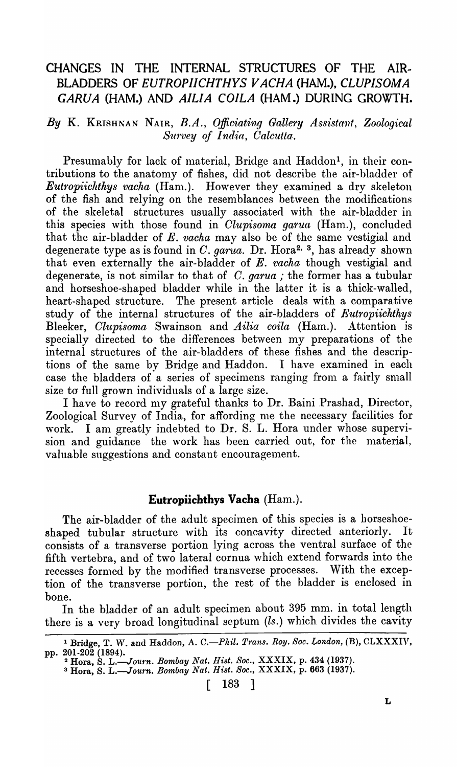# CHANGES IN THE INTERNAL STRUCTURES OF THE AIR-BLADDERS OF *EUTROPIICHTHYS VACHA* (HAM.), *CLUPISOMA GARUA* (HAM.) AND *AILIA COILA* (HAM.) DURING GROWTH.

*By* K. KRISHNAN NAIR, *B.A., Officiating Gallery Assistant, Zoological Survey of India, Calcutta.*

Presumably for lack of material, Bridge and Haddon[1], in their contributions to the anatomy of fishes, did not describe the air-bladder of *Eutropiichthys vacha* (Ham.). However they examined a dry skeleton of the fish and relying on the resemblances between the modifications of the skeletal structures usually associated with the air-bladder in this species with those found in *Clupisoma garua* (Ham.), concluded that the air-bladder of *E. vacha* may also be of the same vestigial and degenerate type as is found in *C. garua*. Dr. Hora[2, 3], has already shown that even externally the air-bladder of *E. vacha* though vestigial and degenerate, is not similar to that of *C. garua* ; the former has a tubular and horseshoe-shaped bladder while in the latter it is a thick-walled, heart-shaped structure. The present article deals with a comparative study of the internal structures of the air-bladders of *Eutropiichthys* Bleeker, *Clupisoma* Swainson and *Ailia coila* (Ham.). Attention is specially directed to the differences between my preparations of the internal structures of the air-bladders of these fishes and the descriptions of the same by Bridge and Haddon. I have examined in each case the bladders of a series of specimens ranging from a fairly small size to full grown individuals of a large size.

I have to record my grateful thanks to Dr. Baini Prashad, Director, Zoological Survey of India, for affording me the necessary facilities for work. I am greatly indebted to Dr. S. L. Hora under whose supervision and guidance the work has been carried out, for the material, valuable suggestions and constant encouragement.

## Eutropiichthys Vacha (Ham.).

The air-bladder of the adult specimen of this species is a horseshoe-shaped tubular structure with its concavity directed anteriorly. It consists of a transverse portion lying across the ventral surface of the fifth vertebra, and of two lateral cornua which extend forwards into the recesses formed by the modified transverse processes. With the exception of the transverse portion, the rest of the bladder is enclosed in bone.

In the bladder of an adult specimen about 395 mm. in total length there is a very broad longitudinal septum (*ls.*) which divides the cavity

---

[1] Bridge, T. W. and Haddon, A. C.—*Phil. Trans. Roy. Soc. London*, (B), CLXXXIV, pp. 201-202 (1894).

[2] Hora, S. L.—*Journ. Bombay Nat. Hist. Soc.*, XXXIX, p. 434 (1937).

[3] Hora, S. L.—*Journ. Bombay Nat. Hist. Soc.*, XXXIX, p. 663 (1937).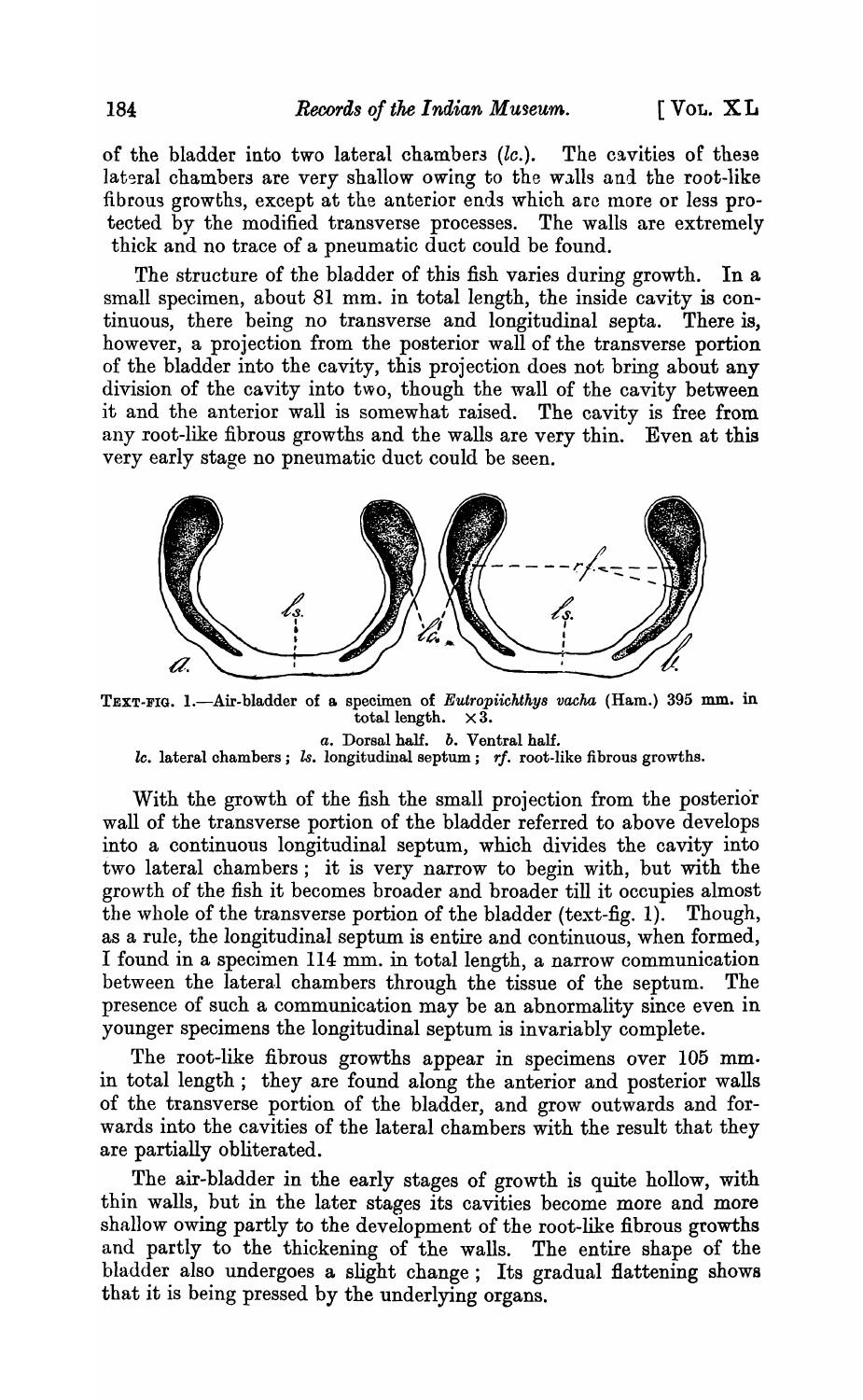of the bladder into two lateral chambers (*lc.*). The cavities of these lateral chambers are very shallow owing to the walls and the root-like fibrous growths, except at the anterior ends which are more or less protected by the modified transverse processes. The walls are extremely thick and no trace of a pneumatic duct could be found.

The structure of the bladder of this fish varies during growth. In a small specimen, about 81 mm. in total length, the inside cavity is continuous, there being no transverse and longitudinal septa. There is, however, a projection from the posterior wall of the transverse portion of the bladder into the cavity, this projection does not bring about any division of the cavity into two, though the wall of the cavity between it and the anterior wall is somewhat raised. The cavity is free from any root-like fibrous growths and the walls are very thin. Even at this very early stage no pneumatic duct could be seen.

TEXT-FIG. 1.—Air-bladder of a specimen of *Eutropiichthys vacha* (Ham.) 395 mm. in total length. ×3.

*a.* Dorsal half. *b.* Ventral half.

*lc.* lateral chambers ; *ls.* longitudinal septum ; *rf.* root-like fibrous growths.

With the growth of the fish the small projection from the posterior wall of the transverse portion of the bladder referred to above develops into a continuous longitudinal septum, which divides the cavity into two lateral chambers ; it is very narrow to begin with, but with the growth of the fish it becomes broader and broader till it occupies almost the whole of the transverse portion of the bladder (text-fig. 1). Though, as a rule, the longitudinal septum is entire and continuous, when formed, I found in a specimen 114 mm. in total length, a narrow communication between the lateral chambers through the tissue of the septum. The presence of such a communication may be an abnormality since even in younger specimens the longitudinal septum is invariably complete.

The root-like fibrous growths appear in specimens over 105 mm. in total length ; they are found along the anterior and posterior walls of the transverse portion of the bladder, and grow outwards and forwards into the cavities of the lateral chambers with the result that they are partially obliterated.

The air-bladder in the early stages of growth is quite hollow, with thin walls, but in the later stages its cavities become more and more shallow owing partly to the development of the root-like fibrous growths and partly to the thickening of the walls. The entire shape of the bladder also undergoes a slight change ; Its gradual flattening shows that it is being pressed by the underlying organs.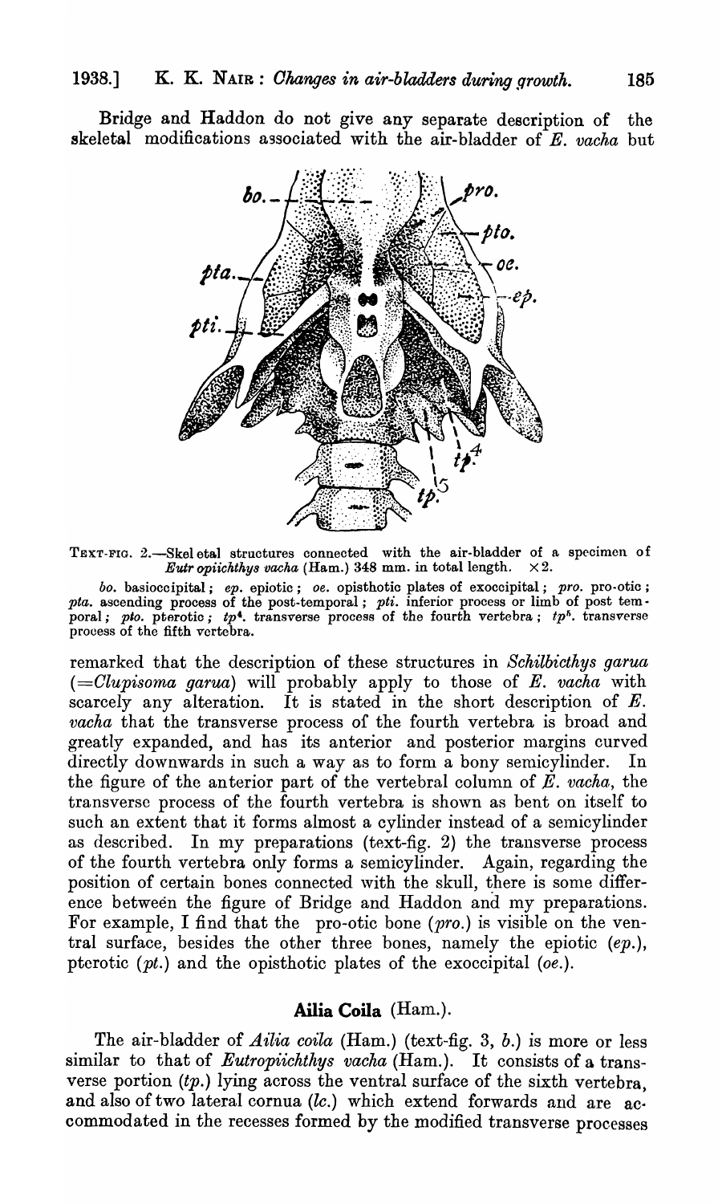Bridge and Haddon do not give any separate description of the skeletal modifications associated with the air-bladder of *E. vacha* but

TEXT-FIG. 2.—Skeletal structures connected with the air-bladder of a specimen of *Eutropiichthys vacha* (Ham.) 348 mm. in total length. ×2.

*bo.* basioccipital; *ep.* epiotic; *oe.* opisthotic plates of exoccipital; *pro.* pro-otic; *pta.* ascending process of the post-temporal; *pti.* inferior process or limb of post temporal; *pto.* pterotic; $tp^4$. transverse process of the fourth vertebra; $tp^5$. transverse process of the fifth vertebra.

remarked that the description of these structures in *Schilbicthys garua* (=*Clupisoma garua*) will probably apply to those of *E. vacha* with scarcely any alteration. It is stated in the short description of *E. vacha* that the transverse process of the fourth vertebra is broad and greatly expanded, and has its anterior and posterior margins curved directly downwards in such a way as to form a bony semicylinder. In the figure of the anterior part of the vertebral column of *E. vacha*, the transverse process of the fourth vertebra is shown as bent on itself to such an extent that it forms almost a cylinder instead of a semicylinder as described. In my preparations (text-fig. 2) the transverse process of the fourth vertebra only forms a semicylinder. Again, regarding the position of certain bones connected with the skull, there is some difference between the figure of Bridge and Haddon and my preparations. For example, I find that the pro-otic bone (*pro.*) is visible on the ventral surface, besides the other three bones, namely the epiotic (*ep.*), pterotic (*pt.*) and the opisthotic plates of the exoccipital (*oe.*).

## Ailia Coila (Ham.).

The air-bladder of *Ailia coila* (Ham.) (text-fig. 3, *b.*) is more or less similar to that of *Eutropiichthys vacha* (Ham.). It consists of a transverse portion (*tp.*) lying across the ventral surface of the sixth vertebra, and also of two lateral cornua (*lc.*) which extend forwards and are accommodated in the recesses formed by the modified transverse processes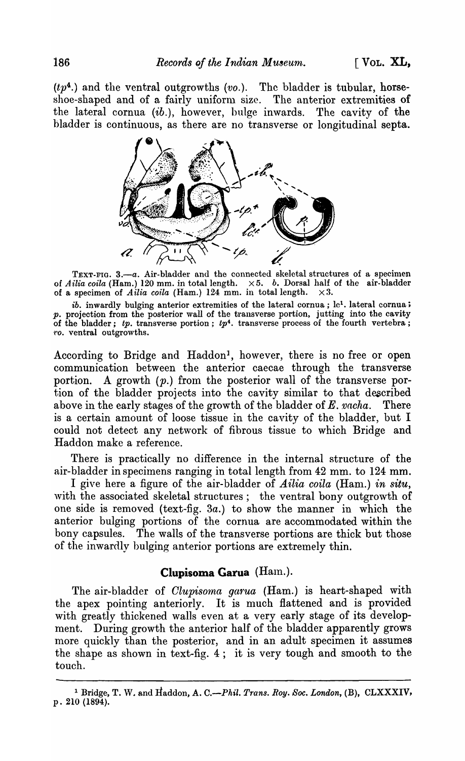($tp^4$.) and the ventral outgrowths (*vo*.). The bladder is tubular, horse-shoe-shaped and of a fairly uniform size. The anterior extremities of the lateral cornua (*ib*.), however, bulge inwards. The cavity of the bladder is continuous, as there are no transverse or longitudinal septa.

TEXT-FIG. 3.—*a*. Air-bladder and the connected skeletal structures of a specimen of *Ailia coila* (Ham.) 120 mm. in total length. ×5. *b*. Dorsal half of the air-bladder of a specimen of *Ailia coila* (Ham.) 124 mm. in total length. ×3.

*ib*. inwardly bulging anterior extremities of the lateral cornua; $lc^1$. lateral cornua; *p*. projection from the posterior wall of the transverse portion, jutting into the cavity of the bladder; *tp*. transverse portion; $tp^4$. transverse process of the fourth vertebra; *vo*. ventral outgrowths.

According to Bridge and Haddon[1], however, there is no free or open communication between the anterior caecae through the transverse portion. A growth (*p*.) from the posterior wall of the transverse portion of the bladder projects into the cavity similar to that described above in the early stages of the growth of the bladder of *E. vacha*. There is a certain amount of loose tissue in the cavity of the bladder, but I could not detect any network of fibrous tissue to which Bridge and Haddon make a reference.

There is practically no difference in the internal structure of the air-bladder in specimens ranging in total length from 42 mm. to 124 mm.

I give here a figure of the air-bladder of *Ailia coila* (Ham.) *in situ*, with the associated skeletal structures; the ventral bony outgrowth of one side is removed (text-fig. 3*a*.) to show the manner in which the anterior bulging portions of the cornua are accommodated within the bony capsules. The walls of the transverse portions are thick but those of the inwardly bulging anterior portions are extremely thin.

## Clupisoma Garua (Ham.).

The air-bladder of *Clupisoma garua* (Ham.) is heart-shaped with the apex pointing anteriorly. It is much flattened and is provided with greatly thickened walls even at a very early stage of its development. During growth the anterior half of the bladder apparently grows more quickly than the posterior, and in an adult specimen it assumes the shape as shown in text-fig. 4; it is very tough and smooth to the touch.

[1] Bridge, T. W. and Haddon, A. C.—*Phil. Trans. Roy. Soc. London*, (B), CLXXXIV, p. 210 (1894).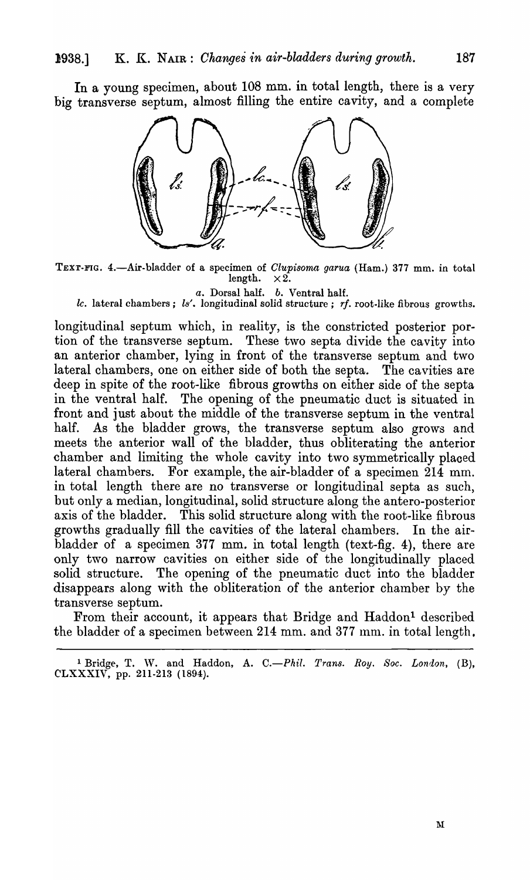In a young specimen, about 108 mm. in total length, there is a very big transverse septum, almost filling the entire cavity, and a complete

TEXT-FIG. 4.—Air-bladder of a specimen of *Clupisoma garua* (Ham.) 377 mm. in total length. ×2.

*a*. Dorsal half. *b*. Ventral half.

*lc*. lateral chambers; *ls'*. longitudinal solid structure; *rf*. root-like fibrous growths.

longitudinal septum which, in reality, is the constricted posterior portion of the transverse septum. These two septa divide the cavity into an anterior chamber, lying in front of the transverse septum and two lateral chambers, one on either side of both the septa. The cavities are deep in spite of the root-like fibrous growths on either side of the septa in the ventral half. The opening of the pneumatic duct is situated in front and just about the middle of the transverse septum in the ventral half. As the bladder grows, the transverse septum also grows and meets the anterior wall of the bladder, thus obliterating the anterior chamber and limiting the whole cavity into two symmetrically placed lateral chambers. For example, the air-bladder of a specimen 214 mm. in total length there are no transverse or longitudinal septa as such, but only a median, longitudinal, solid structure along the antero-posterior axis of the bladder. This solid structure along with the root-like fibrous growths gradually fill the cavities of the lateral chambers. In the air-bladder of a specimen 377 mm. in total length (text-fig. 4), there are only two narrow cavities on either side of the longitudinally placed solid structure. The opening of the pneumatic duct into the bladder disappears along with the obliteration of the anterior chamber by the transverse septum.

From their account, it appears that Bridge and Haddon[1] described the bladder of a specimen between 214 mm. and 377 mm. in total length.

[1] Bridge, T. W. and Haddon, A. C.—*Phil. Trans. Roy. Soc. London*, (B), CLXXXIV, pp. 211-213 (1894).